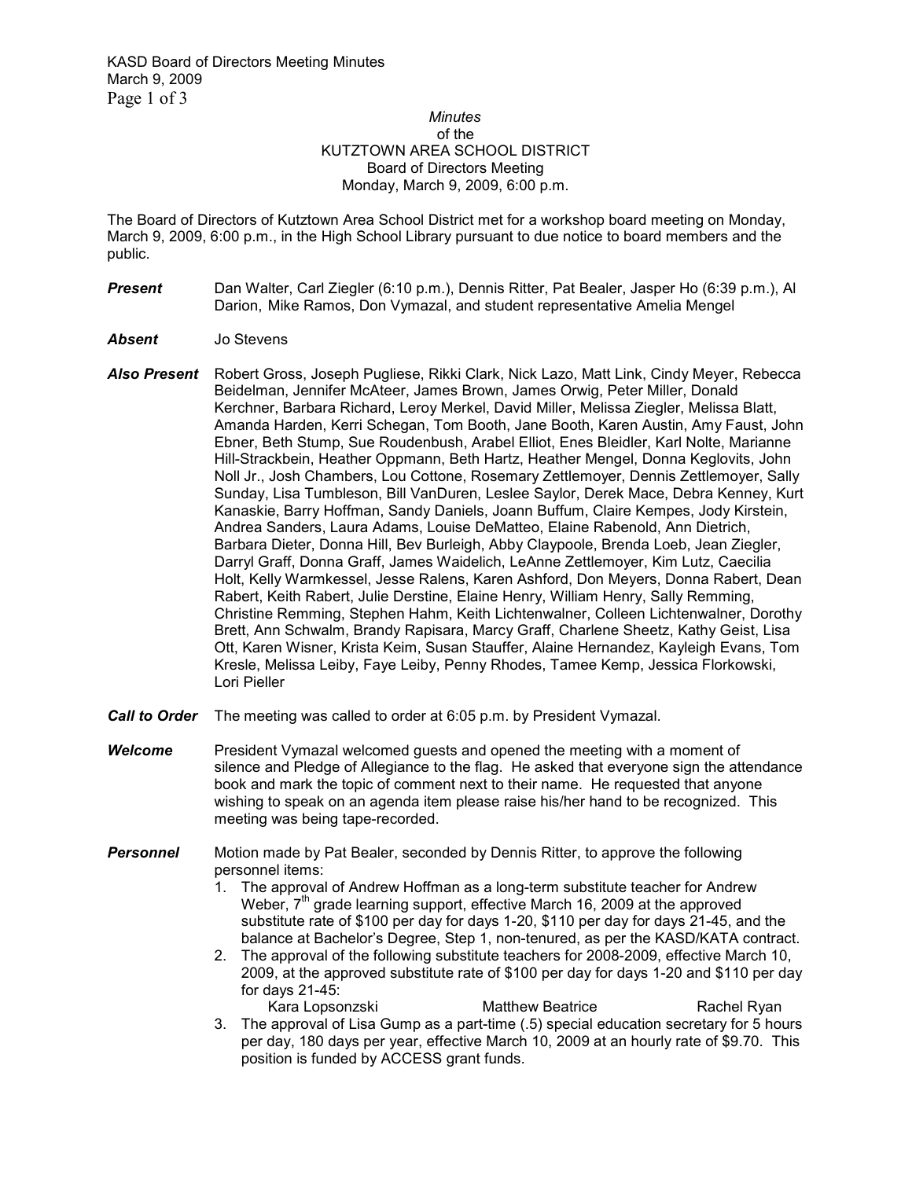*Minutes*
of the
KUTZTOWN AREA SCHOOL DISTRICT
Board of Directors Meeting
Monday, March 9, 2009, 6:00 p.m.

The Board of Directors of Kutztown Area School District met for a workshop board meeting on Monday, March 9, 2009, 6:00 p.m., in the High School Library pursuant to due notice to board members and the public.

***Present*** Dan Walter, Carl Ziegler (6:10 p.m.), Dennis Ritter, Pat Bealer, Jasper Ho (6:39 p.m.), Al Darion, Mike Ramos, Don Vymazal, and student representative Amelia Mengel

***Absent*** Jo Stevens

***Also Present*** Robert Gross, Joseph Pugliese, Rikki Clark, Nick Lazo, Matt Link, Cindy Meyer, Rebecca Beidelman, Jennifer McAteer, James Brown, James Orwig, Peter Miller, Donald Kerchner, Barbara Richard, Leroy Merkel, David Miller, Melissa Ziegler, Melissa Blatt, Amanda Harden, Kerri Schegan, Tom Booth, Jane Booth, Karen Austin, Amy Faust, John Ebner, Beth Stump, Sue Roudenbush, Arabel Elliot, Enes Bleidler, Karl Nolte, Marianne Hill-Strackbein, Heather Oppmann, Beth Hartz, Heather Mengel, Donna Keglovits, John Noll Jr., Josh Chambers, Lou Cottone, Rosemary Zettlemoyer, Dennis Zettlemoyer, Sally Sunday, Lisa Tumbleson, Bill VanDuren, Leslee Saylor, Derek Mace, Debra Kenney, Kurt Kanaskie, Barry Hoffman, Sandy Daniels, Joann Buffum, Claire Kempes, Jody Kirstein, Andrea Sanders, Laura Adams, Louise DeMatteo, Elaine Rabenold, Ann Dietrich, Barbara Dieter, Donna Hill, Bev Burleigh, Abby Claypoole, Brenda Loeb, Jean Ziegler, Darryl Graff, Donna Graff, James Waidelich, LeAnne Zettlemoyer, Kim Lutz, Caecilia Holt, Kelly Warmkessel, Jesse Ralens, Karen Ashford, Don Meyers, Donna Rabert, Dean Rabert, Keith Rabert, Julie Derstine, Elaine Henry, William Henry, Sally Remming, Christine Remming, Stephen Hahm, Keith Lichtenwalner, Colleen Lichtenwalner, Dorothy Brett, Ann Schwalm, Brandy Rapisara, Marcy Graff, Charlene Sheetz, Kathy Geist, Lisa Ott, Karen Wisner, Krista Keim, Susan Stauffer, Alaine Hernandez, Kayleigh Evans, Tom Kresle, Melissa Leiby, Faye Leiby, Penny Rhodes, Tamee Kemp, Jessica Florkowski, Lori Pieller

***Call to Order*** The meeting was called to order at 6:05 p.m. by President Vymazal.

***Welcome*** President Vymazal welcomed guests and opened the meeting with a moment of silence and Pledge of Allegiance to the flag. He asked that everyone sign the attendance book and mark the topic of comment next to their name. He requested that anyone wishing to speak on an agenda item please raise his/her hand to be recognized. This meeting was being tape-recorded.

***Personnel*** Motion made by Pat Bealer, seconded by Dennis Ritter, to approve the following personnel items:

1. The approval of Andrew Hoffman as a long-term substitute teacher for Andrew Weber, 7th grade learning support, effective March 16, 2009 at the approved substitute rate of $100 per day for days 1-20, $110 per day for days 21-45, and the balance at Bachelor's Degree, Step 1, non-tenured, as per the KASD/KATA contract.
2. The approval of the following substitute teachers for 2008-2009, effective March 10, 2009, at the approved substitute rate of $100 per day for days 1-20 and $110 per day for days 21-45:
   Kara Lopsonzski  Matthew Beatrice  Rachel Ryan
3. The approval of Lisa Gump as a part-time (.5) special education secretary for 5 hours per day, 180 days per year, effective March 10, 2009 at an hourly rate of $9.70. This position is funded by ACCESS grant funds.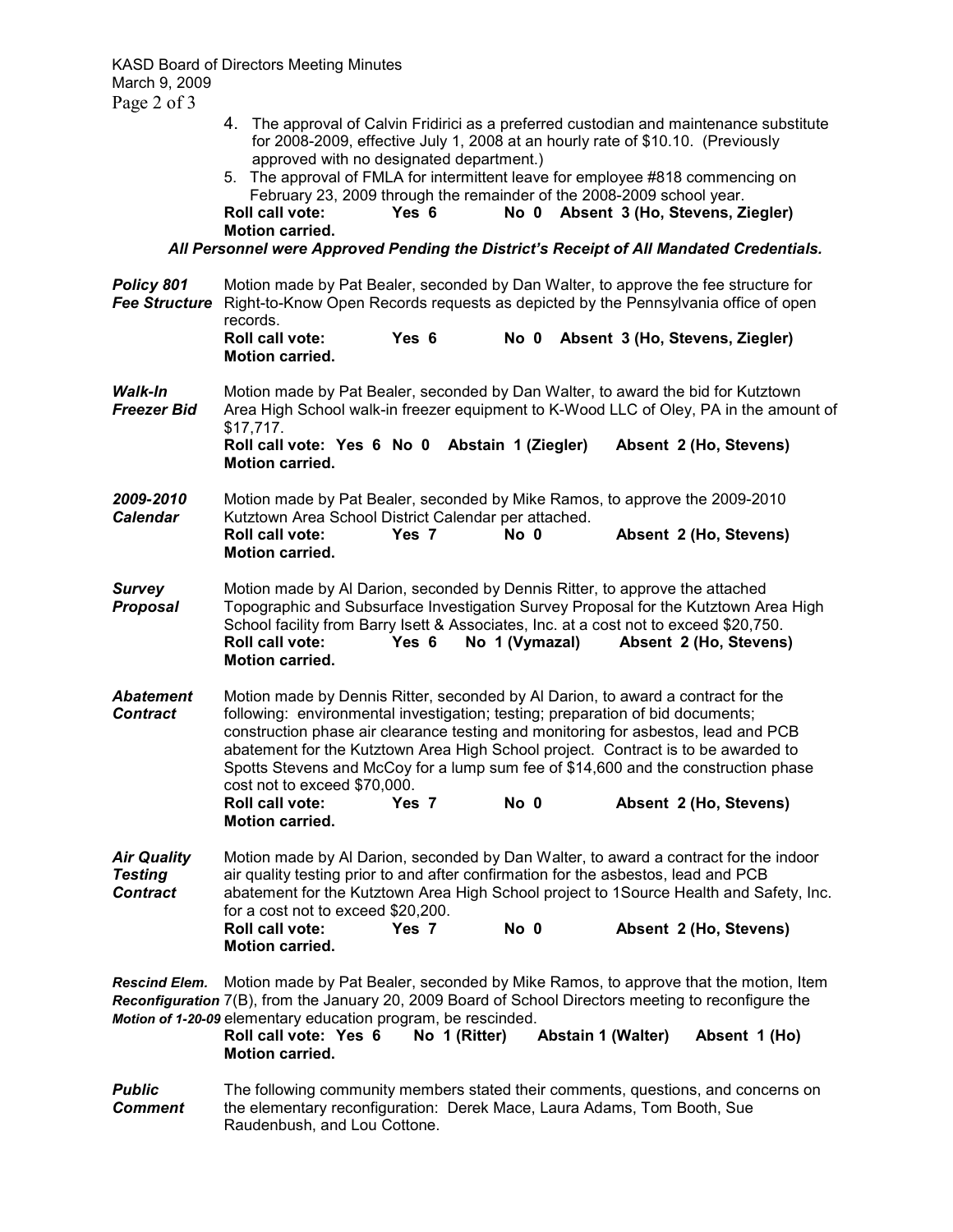4. The approval of Calvin Fridirici as a preferred custodian and maintenance substitute for 2008-2009, effective July 1, 2008 at an hourly rate of $10.10. (Previously approved with no designated department.)
5. The approval of FMLA for intermittent leave for employee #818 commencing on February 23, 2009 through the remainder of the 2008-2009 school year.

**Roll call vote: Yes 6 No 0 Absent 3 (Ho, Stevens, Ziegler)**
**Motion carried.**

***All Personnel were Approved Pending the District's Receipt of All Mandated Credentials.***

***Policy 801 Fee Structure*** Motion made by Pat Bealer, seconded by Dan Walter, to approve the fee structure for Right-to-Know Open Records requests as depicted by the Pennsylvania office of open records.
**Roll call vote: Yes 6 No 0 Absent 3 (Ho, Stevens, Ziegler)**
**Motion carried.**

***Walk-In Freezer Bid*** Motion made by Pat Bealer, seconded by Dan Walter, to award the bid for Kutztown Area High School walk-in freezer equipment to K-Wood LLC of Oley, PA in the amount of $17,717.
**Roll call vote: Yes 6 No 0 Abstain 1 (Ziegler) Absent 2 (Ho, Stevens)**
**Motion carried.**

***2009-2010 Calendar*** Motion made by Pat Bealer, seconded by Mike Ramos, to approve the 2009-2010 Kutztown Area School District Calendar per attached.
**Roll call vote: Yes 7 No 0 Absent 2 (Ho, Stevens)**
**Motion carried.**

***Survey Proposal*** Motion made by Al Darion, seconded by Dennis Ritter, to approve the attached Topographic and Subsurface Investigation Survey Proposal for the Kutztown Area High School facility from Barry Isett & Associates, Inc. at a cost not to exceed $20,750.
**Roll call vote: Yes 6 No 1 (Vymazal) Absent 2 (Ho, Stevens)**
**Motion carried.**

***Abatement Contract*** Motion made by Dennis Ritter, seconded by Al Darion, to award a contract for the following: environmental investigation; testing; preparation of bid documents; construction phase air clearance testing and monitoring for asbestos, lead and PCB abatement for the Kutztown Area High School project. Contract is to be awarded to Spotts Stevens and McCoy for a lump sum fee of $14,600 and the construction phase cost not to exceed $70,000.
**Roll call vote: Yes 7 No 0 Absent 2 (Ho, Stevens)**
**Motion carried.**

***Air Quality Testing Contract*** Motion made by Al Darion, seconded by Dan Walter, to award a contract for the indoor air quality testing prior to and after confirmation for the asbestos, lead and PCB abatement for the Kutztown Area High School project to 1Source Health and Safety, Inc. for a cost not to exceed $20,200.
**Roll call vote: Yes 7 No 0 Absent 2 (Ho, Stevens)**
**Motion carried.**

***Rescind Elem. Reconfiguration Motion of 1-20-09*** Motion made by Pat Bealer, seconded by Mike Ramos, to approve that the motion, Item 7(B), from the January 20, 2009 Board of School Directors meeting to reconfigure the elementary education program, be rescinded.
**Roll call vote: Yes 6 No 1 (Ritter) Abstain 1 (Walter) Absent 1 (Ho)**
**Motion carried.**

***Public Comment*** The following community members stated their comments, questions, and concerns on the elementary reconfiguration: Derek Mace, Laura Adams, Tom Booth, Sue Raudenbush, and Lou Cottone.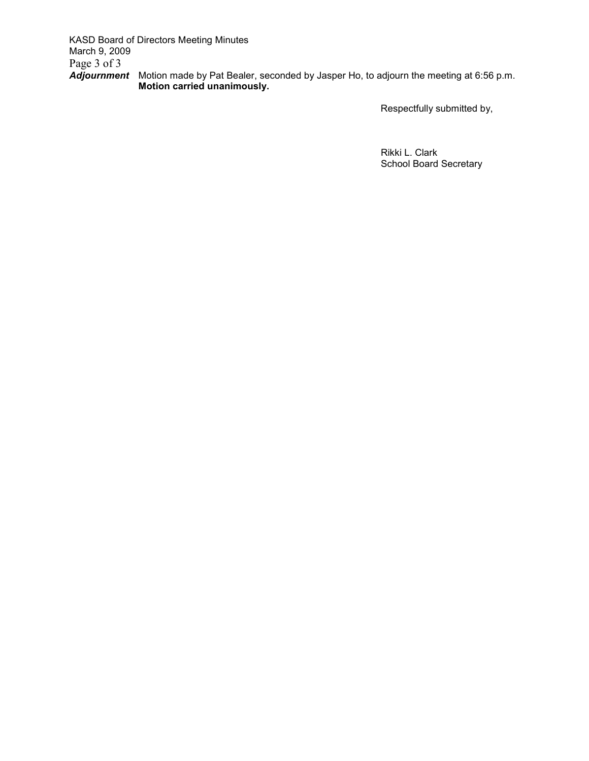***Adjournment*** Motion made by Pat Bealer, seconded by Jasper Ho, to adjourn the meeting at 6:56 p.m. **Motion carried unanimously.**

Respectfully submitted by,

Rikki L. Clark
School Board Secretary